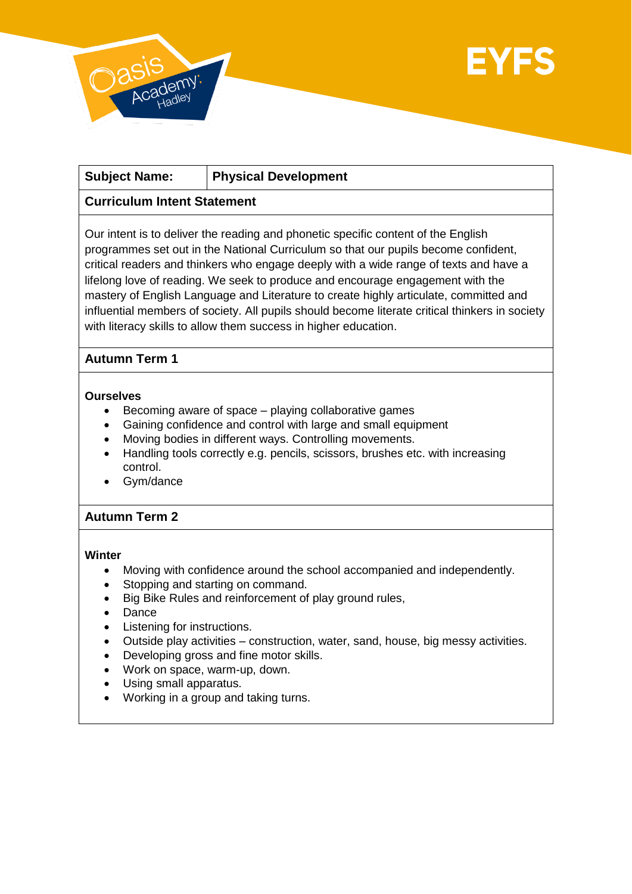EYFS

| **Subject Name:** | **Physical Development** |
|---|---|

**Curriculum Intent Statement**

Our intent is to deliver the reading and phonetic specific content of the English programmes set out in the National Curriculum so that our pupils become confident, critical readers and thinkers who engage deeply with a wide range of texts and have a lifelong love of reading. We seek to produce and encourage engagement with the mastery of English Language and Literature to create highly articulate, committed and influential members of society. All pupils should become literate critical thinkers in society with literacy skills to allow them success in higher education.

**Autumn Term 1**

**Ourselves**

- Becoming aware of space – playing collaborative games
- Gaining confidence and control with large and small equipment
- Moving bodies in different ways. Controlling movements.
- Handling tools correctly e.g. pencils, scissors, brushes etc. with increasing control.
- Gym/dance

**Autumn Term 2**

**Winter**

- Moving with confidence around the school accompanied and independently.
- Stopping and starting on command.
- Big Bike Rules and reinforcement of play ground rules,
- Dance
- Listening for instructions.
- Outside play activities – construction, water, sand, house, big messy activities.
- Developing gross and fine motor skills.
- Work on space, warm-up, down.
- Using small apparatus.
- Working in a group and taking turns.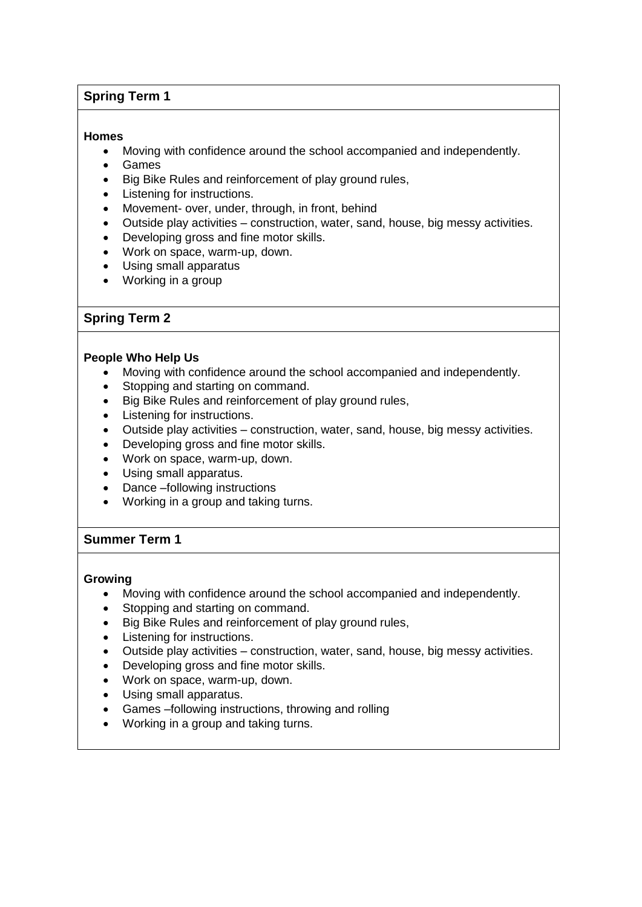## Spring Term 1

**Homes**

- Moving with confidence around the school accompanied and independently.
- Games
- Big Bike Rules and reinforcement of play ground rules,
- Listening for instructions.
- Movement- over, under, through, in front, behind
- Outside play activities – construction, water, sand, house, big messy activities.
- Developing gross and fine motor skills.
- Work on space, warm-up, down.
- Using small apparatus
- Working in a group

## Spring Term 2

**People Who Help Us**

- Moving with confidence around the school accompanied and independently.
- Stopping and starting on command.
- Big Bike Rules and reinforcement of play ground rules,
- Listening for instructions.
- Outside play activities – construction, water, sand, house, big messy activities.
- Developing gross and fine motor skills.
- Work on space, warm-up, down.
- Using small apparatus.
- Dance –following instructions
- Working in a group and taking turns.

## Summer Term 1

**Growing**

- Moving with confidence around the school accompanied and independently.
- Stopping and starting on command.
- Big Bike Rules and reinforcement of play ground rules,
- Listening for instructions.
- Outside play activities – construction, water, sand, house, big messy activities.
- Developing gross and fine motor skills.
- Work on space, warm-up, down.
- Using small apparatus.
- Games –following instructions, throwing and rolling
- Working in a group and taking turns.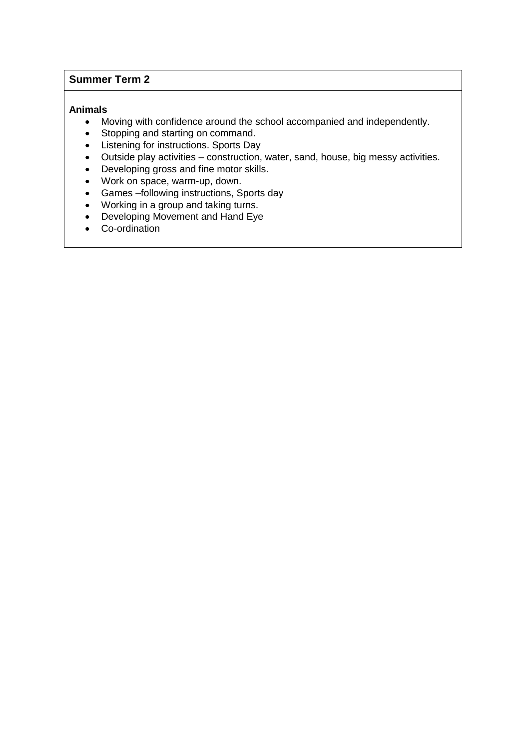## Summer Term 2

**Animals**

- Moving with confidence around the school accompanied and independently.
- Stopping and starting on command.
- Listening for instructions. Sports Day
- Outside play activities – construction, water, sand, house, big messy activities.
- Developing gross and fine motor skills.
- Work on space, warm-up, down.
- Games –following instructions, Sports day
- Working in a group and taking turns.
- Developing Movement and Hand Eye
- Co-ordination